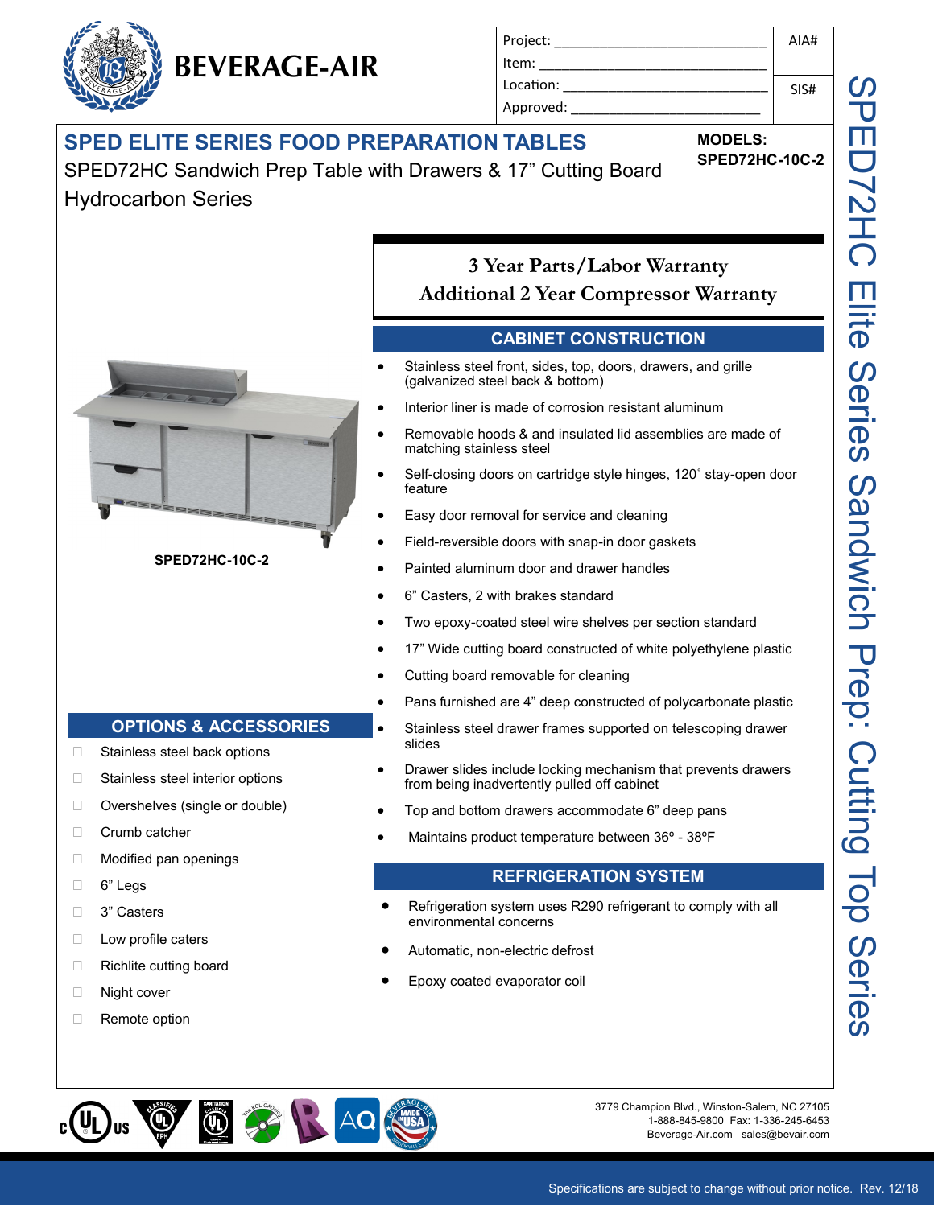# BEVERAGE-AIR

| Project: ______________________________ | AIA# |
|---|---|
| Item: ______________________________ | |
| Location: ______________________________ | SIS# |
| Approved: ______________________________ | |

## SPED ELITE SERIES FOOD PREPARATION TABLES

SPED72HC Sandwich Prep Table with Drawers & 17" Cutting Board
Hydrocarbon Series

**MODELS:**
**SPED72HC-10C-2**

SPED72HC Elite Series Sandwich Prep: Cutting Top Series

**SPED72HC-10C-2**

### 3 Year Parts/Labor Warranty
### Additional 2 Year Compressor Warranty

## CABINET CONSTRUCTION

- Stainless steel front, sides, top, doors, drawers, and grille (galvanized steel back & bottom)
- Interior liner is made of corrosion resistant aluminum
- Removable hoods & and insulated lid assemblies are made of matching stainless steel
- Self-closing doors on cartridge style hinges, 120˚ stay-open door feature
- Easy door removal for service and cleaning
- Field-reversible doors with snap-in door gaskets
- Painted aluminum door and drawer handles
- 6" Casters, 2 with brakes standard
- Two epoxy-coated steel wire shelves per section standard
- 17" Wide cutting board constructed of white polyethylene plastic
- Cutting board removable for cleaning
- Pans furnished are 4" deep constructed of polycarbonate plastic
- Stainless steel drawer frames supported on telescoping drawer slides
- Drawer slides include locking mechanism that prevents drawers from being inadvertently pulled off cabinet
- Top and bottom drawers accommodate 6" deep pans
- Maintains product temperature between 36º - 38ºF

## REFRIGERATION SYSTEM

- Refrigeration system uses R290 refrigerant to comply with all environmental concerns
- Automatic, non-electric defrost
- Epoxy coated evaporator coil

## OPTIONS & ACCESSORIES

- ☐ Stainless steel back options
- ☐ Stainless steel interior options
- ☐ Overshelves (single or double)
- ☐ Crumb catcher
- ☐ Modified pan openings
- ☐ 6" Legs
- ☐ 3" Casters
- ☐ Low profile caters
- ☐ Richlite cutting board
- ☐ Night cover
- ☐ Remote option

3779 Champion Blvd., Winston-Salem, NC 27105
1-888-845-9800 Fax: 1-336-245-6453
Beverage-Air.com sales@bevair.com

Specifications are subject to change without prior notice. Rev. 12/18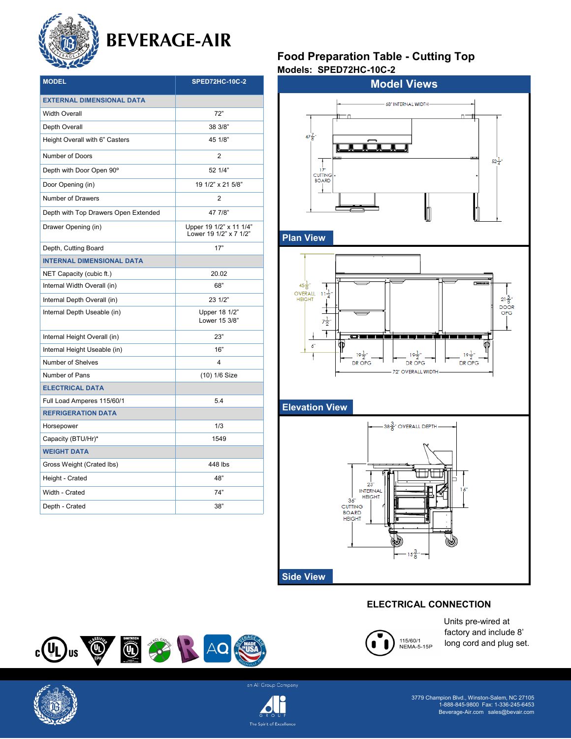# BEVERAGE-AIR

## Food Preparation Table - Cutting Top

**Models: SPED72HC-10C-2**

| MODEL | SPED72HC-10C-2 |
|---|---|
| **EXTERNAL DIMENSIONAL DATA** | |
| Width Overall | 72" |
| Depth Overall | 38 3/8" |
| Height Overall with 6" Casters | 45 1/8" |
| Number of Doors | 2 |
| Depth with Door Open 90º | 52 1/4" |
| Door Opening (in) | 19 1/2" x 21 5/8" |
| Number of Drawers | 2 |
| Depth with Top Drawers Open Extended | 47 7/8" |
| Drawer Opening (in) | Upper 19 1/2" x 11 1/4" Lower 19 1/2" x 7 1/2" |
| Depth, Cutting Board | 17" |
| **INTERNAL DIMENSIONAL DATA** | |
| NET Capacity (cubic ft.) | 20.02 |
| Internal Width Overall (in) | 68" |
| Internal Depth Overall (in) | 23 1/2" |
| Internal Depth Useable (in) | Upper 18 1/2" Lower 15 3/8" |
| Internal Height Overall (in) | 23" |
| Internal Height Useable (in) | 16" |
| Number of Shelves | 4 |
| Number of Pans | (10) 1/6 Size |
| **ELECTRICAL DATA** | |
| Full Load Amperes 115/60/1 | 5.4 |
| **REFRIGERATION DATA** | |
| Horsepower | 1/3 |
| Capacity (BTU/Hr)* | 1549 |
| **WEIGHT DATA** | |
| Gross Weight (Crated lbs) | 448 lbs |
| Height - Crated | 48" |
| Width - Crated | 74" |
| Depth - Crated | 38" |

## Model Views

68" INTERNAL WIDTH

$47\frac{7}{8}$"

$52\frac{1}{4}$"

17" CUTTING BOARD

**Plan View**

$45\frac{1}{8}$" OVERALL HEIGHT

$11\frac{1}{4}$"

$7\frac{1}{2}$"

6"

$21\frac{5}{8}$" DOOR OPG

$19\frac{1}{2}$" DR OPG

$19\frac{1}{2}$" DR OPG

$19\frac{1}{2}$" DR OPG

72" OVERALL WIDTH

**Elevation View**

$38\frac{3}{8}$" OVERALL DEPTH

23" INTERNAL HEIGHT

36" CUTTING BOARD HEIGHT

16"

$15\frac{3}{8}$"

**Side View**

### ELECTRICAL CONNECTION

115/60/1
NEMA-5-15P

Units pre-wired at factory and include 8' long cord and plug set.

an Ali Group Company

The Spirit of Excellence

3779 Champion Blvd., Winston-Salem, NC 27105
1-888-845-9800 Fax: 1-336-245-6453
Beverage-Air.com sales@bevair.com